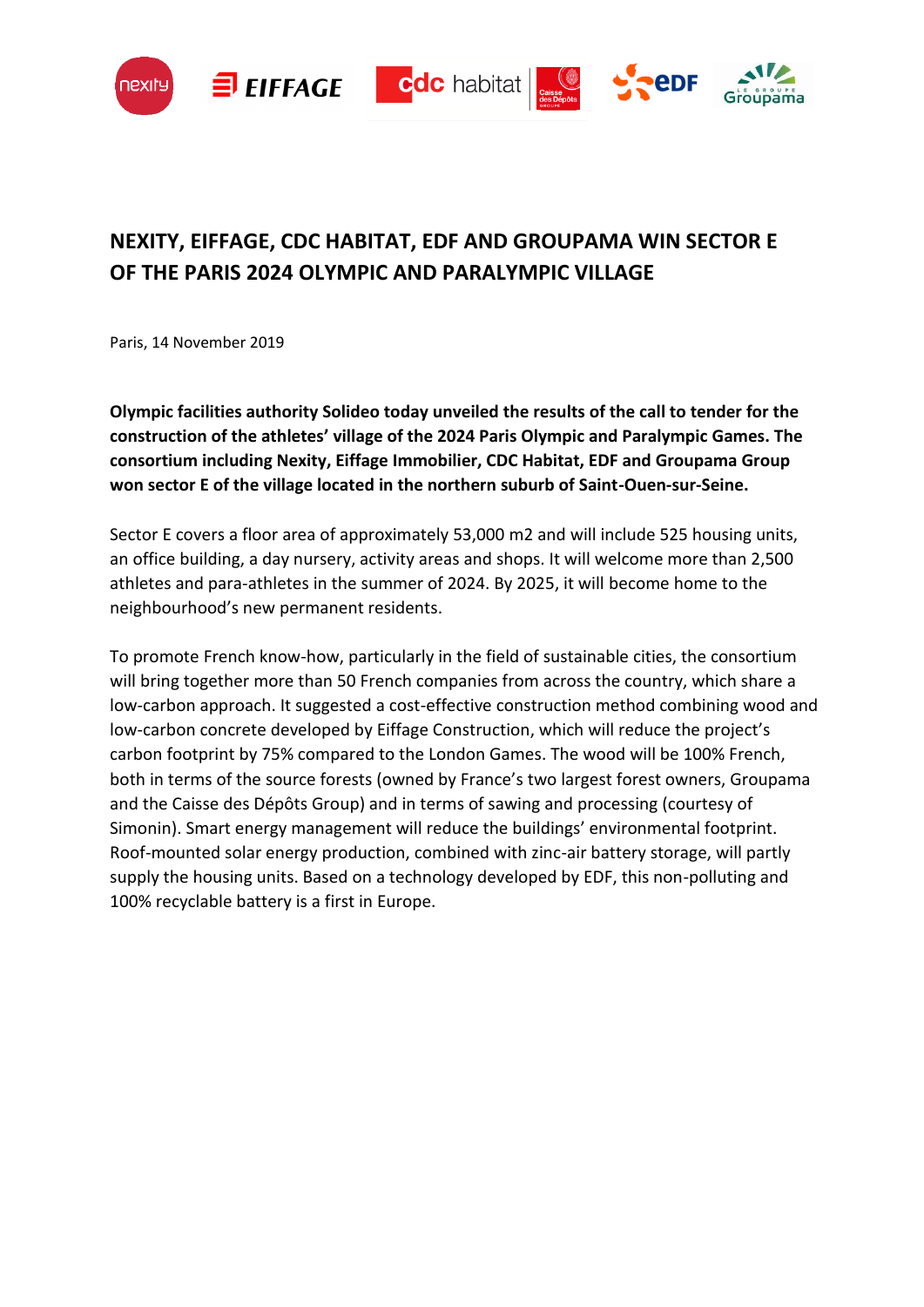# NEXITY, EIFFAGE, CDC HABITAT, EDF AND GROUPAMA WIN SECTOR E OF THE PARIS 2024 OLYMPIC AND PARALYMPIC VILLAGE

Paris, 14 November 2019

**Olympic facilities authority Solideo today unveiled the results of the call to tender for the construction of the athletes' village of the 2024 Paris Olympic and Paralympic Games. The consortium including Nexity, Eiffage Immobilier, CDC Habitat, EDF and Groupama Group won sector E of the village located in the northern suburb of Saint-Ouen-sur-Seine.**

Sector E covers a floor area of approximately 53,000 m2 and will include 525 housing units, an office building, a day nursery, activity areas and shops. It will welcome more than 2,500 athletes and para-athletes in the summer of 2024. By 2025, it will become home to the neighbourhood's new permanent residents.

To promote French know-how, particularly in the field of sustainable cities, the consortium will bring together more than 50 French companies from across the country, which share a low-carbon approach. It suggested a cost-effective construction method combining wood and low-carbon concrete developed by Eiffage Construction, which will reduce the project's carbon footprint by 75% compared to the London Games. The wood will be 100% French, both in terms of the source forests (owned by France's two largest forest owners, Groupama and the Caisse des Dépôts Group) and in terms of sawing and processing (courtesy of Simonin). Smart energy management will reduce the buildings' environmental footprint. Roof-mounted solar energy production, combined with zinc-air battery storage, will partly supply the housing units. Based on a technology developed by EDF, this non-polluting and 100% recyclable battery is a first in Europe.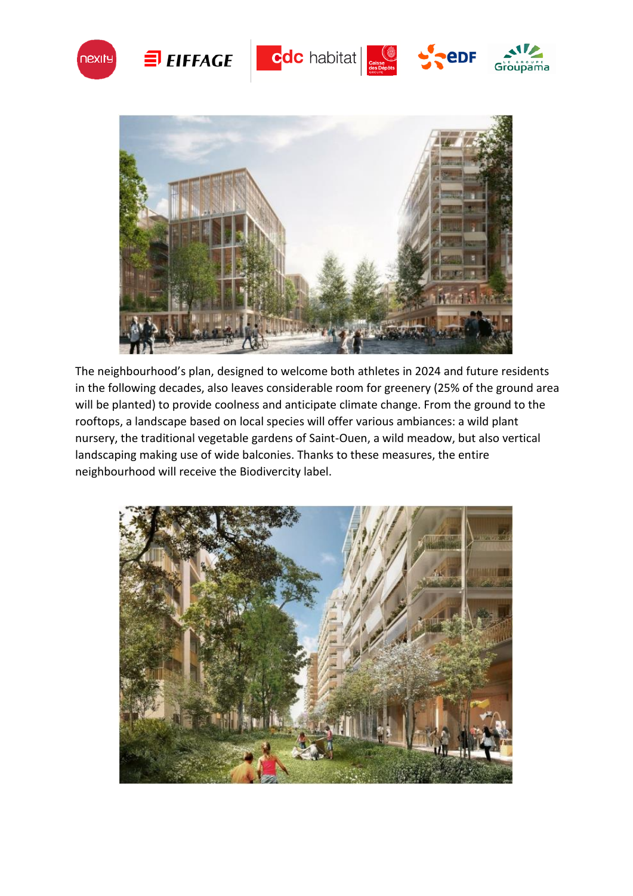The neighbourhood's plan, designed to welcome both athletes in 2024 and future residents in the following decades, also leaves considerable room for greenery (25% of the ground area will be planted) to provide coolness and anticipate climate change. From the ground to the rooftops, a landscape based on local species will offer various ambiances: a wild plant nursery, the traditional vegetable gardens of Saint-Ouen, a wild meadow, but also vertical landscaping making use of wide balconies. Thanks to these measures, the entire neighbourhood will receive the Biodivercity label.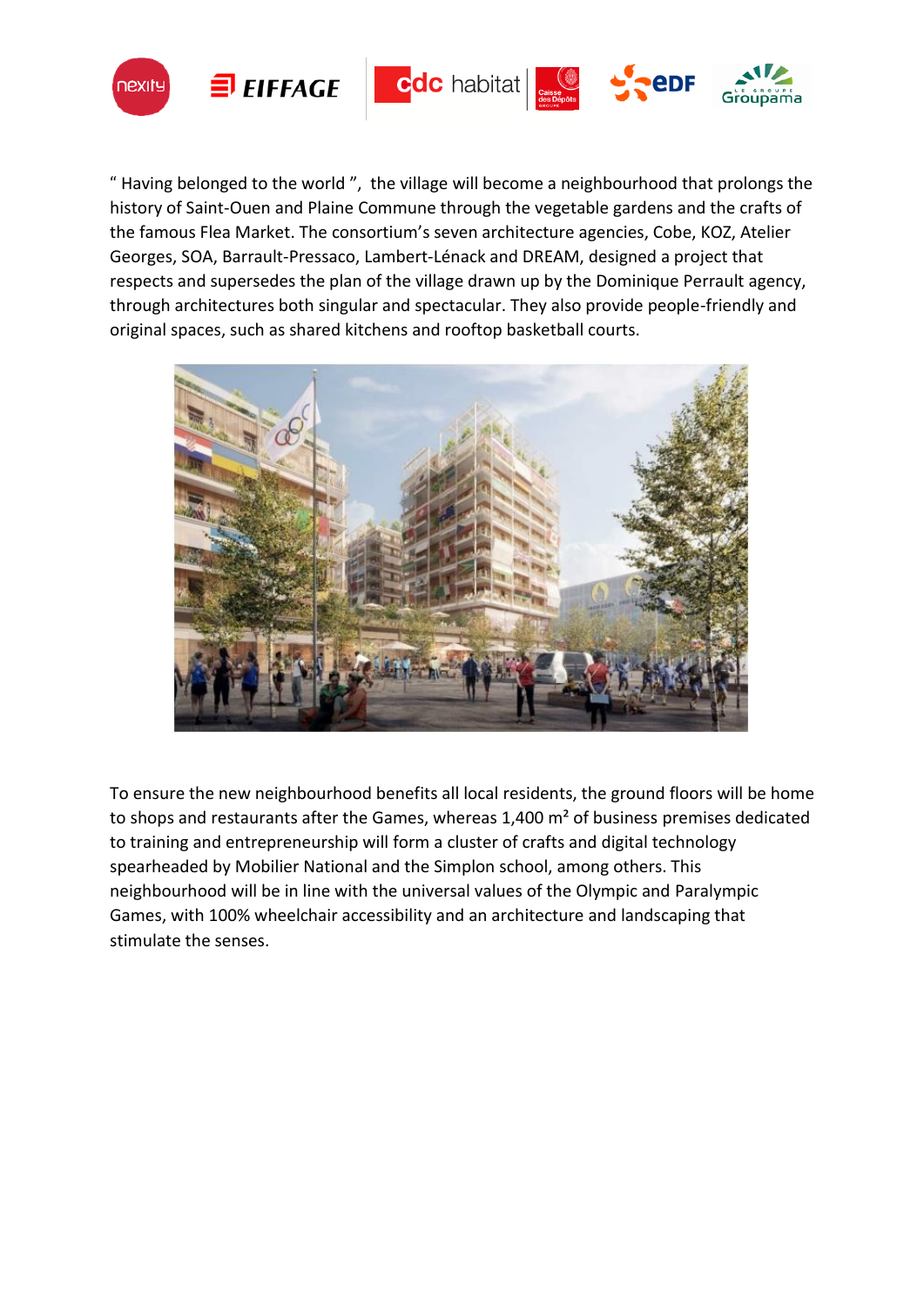" Having belonged to the world ", the village will become a neighbourhood that prolongs the history of Saint-Ouen and Plaine Commune through the vegetable gardens and the crafts of the famous Flea Market. The consortium's seven architecture agencies, Cobe, KOZ, Atelier Georges, SOA, Barrault-Pressaco, Lambert-Lénack and DREAM, designed a project that respects and supersedes the plan of the village drawn up by the Dominique Perrault agency, through architectures both singular and spectacular. They also provide people-friendly and original spaces, such as shared kitchens and rooftop basketball courts.

To ensure the new neighbourhood benefits all local residents, the ground floors will be home to shops and restaurants after the Games, whereas 1,400 m² of business premises dedicated to training and entrepreneurship will form a cluster of crafts and digital technology spearheaded by Mobilier National and the Simplon school, among others. This neighbourhood will be in line with the universal values of the Olympic and Paralympic Games, with 100% wheelchair accessibility and an architecture and landscaping that stimulate the senses.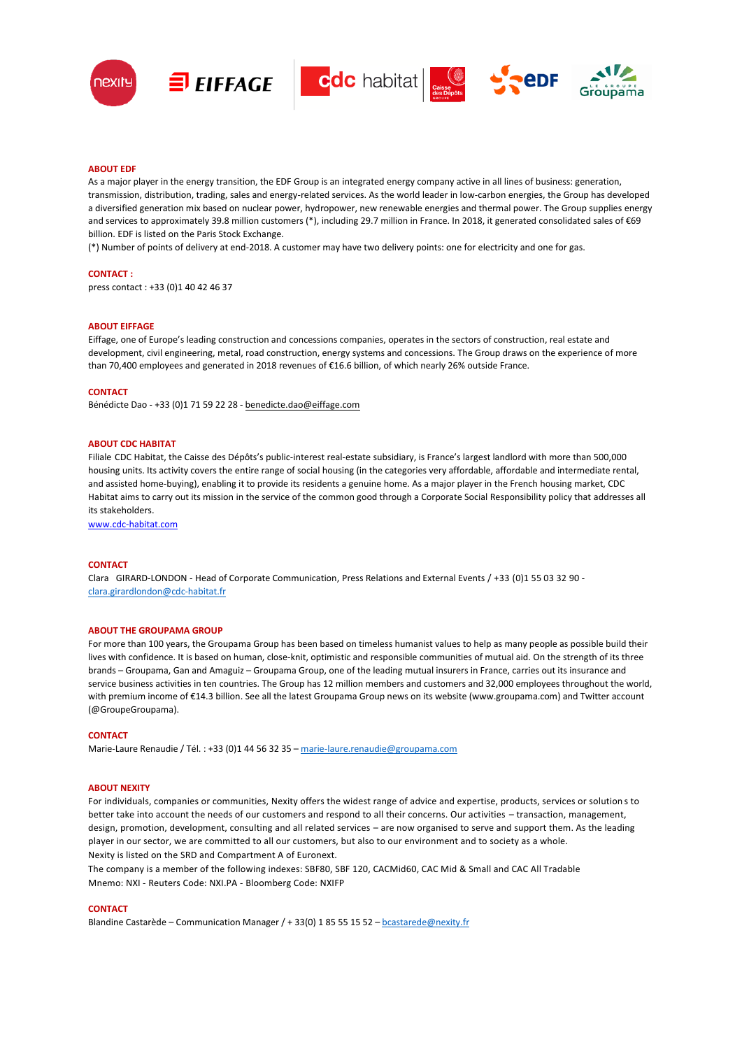## ABOUT EDF

As a major player in the energy transition, the EDF Group is an integrated energy company active in all lines of business: generation, transmission, distribution, trading, sales and energy-related services. As the world leader in low-carbon energies, the Group has developed a diversified generation mix based on nuclear power, hydropower, new renewable energies and thermal power. The Group supplies energy and services to approximately 39.8 million customers (*), including 29.7 million in France. In 2018, it generated consolidated sales of €69 billion. EDF is listed on the Paris Stock Exchange.

(*) Number of points of delivery at end-2018. A customer may have two delivery points: one for electricity and one for gas.

### CONTACT :

press contact : +33 (0)1 40 42 46 37

## ABOUT EIFFAGE

Eiffage, one of Europe's leading construction and concessions companies, operates in the sectors of construction, real estate and development, civil engineering, metal, road construction, energy systems and concessions. The Group draws on the experience of more than 70,400 employees and generated in 2018 revenues of €16.6 billion, of which nearly 26% outside France.

### CONTACT

Bénédicte Dao - +33 (0)1 71 59 22 28 - benedicte.dao@eiffage.com

## ABOUT CDC HABITAT

Filiale CDC Habitat, the Caisse des Dépôts's public-interest real-estate subsidiary, is France's largest landlord with more than 500,000 housing units. Its activity covers the entire range of social housing (in the categories very affordable, affordable and intermediate rental, and assisted home-buying), enabling it to provide its residents a genuine home. As a major player in the French housing market, CDC Habitat aims to carry out its mission in the service of the common good through a Corporate Social Responsibility policy that addresses all its stakeholders.

www.cdc-habitat.com

### CONTACT

Clara GIRARD-LONDON - Head of Corporate Communication, Press Relations and External Events / +33 (0)1 55 03 32 90 - clara.girardlondon@cdc-habitat.fr

## ABOUT THE GROUPAMA GROUP

For more than 100 years, the Groupama Group has been based on timeless humanist values to help as many people as possible build their lives with confidence. It is based on human, close-knit, optimistic and responsible communities of mutual aid. On the strength of its three brands – Groupama, Gan and Amaguiz – Groupama Group, one of the leading mutual insurers in France, carries out its insurance and service business activities in ten countries. The Group has 12 million members and customers and 32,000 employees throughout the world, with premium income of €14.3 billion. See all the latest Groupama Group news on its website (www.groupama.com) and Twitter account (@GroupeGroupama).

### CONTACT

Marie-Laure Renaudie / Tél. : +33 (0)1 44 56 32 35 – marie-laure.renaudie@groupama.com

## ABOUT NEXITY

For individuals, companies or communities, Nexity offers the widest range of advice and expertise, products, services or solution s to better take into account the needs of our customers and respond to all their concerns. Our activities – transaction, management, design, promotion, development, consulting and all related services – are now organised to serve and support them. As the leading player in our sector, we are committed to all our customers, but also to our environment and to society as a whole.

Nexity is listed on the SRD and Compartment A of Euronext.

The company is a member of the following indexes: SBF80, SBF 120, CACMid60, CAC Mid & Small and CAC All Tradable

Mnemo: NXI - Reuters Code: NXI.PA - Bloomberg Code: NXIFP

### CONTACT

Blandine Castarède – Communication Manager / + 33(0) 1 85 55 15 52 – bcastarede@nexity.fr